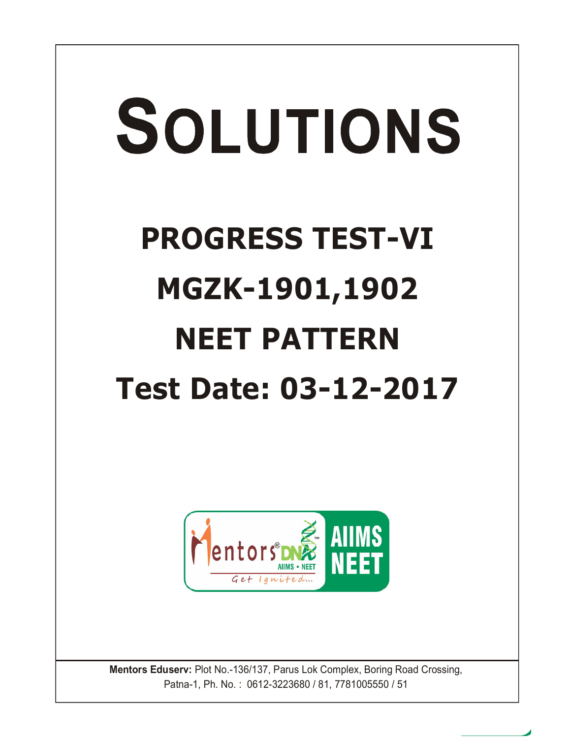# SOLUTIONS

## PROGRESS TEST-VI

## MGZK-1901,1902

## NEET PATTERN

## Test Date: 03-12-2017

Mentors® DNA AIIMS • NEET Get Ignited... AIIMS NEET

**Mentors Eduserv:** Plot No.-136/137, Parus Lok Complex, Boring Road Crossing, Patna-1, Ph. No. : 0612-3223680 / 81, 7781005550 / 51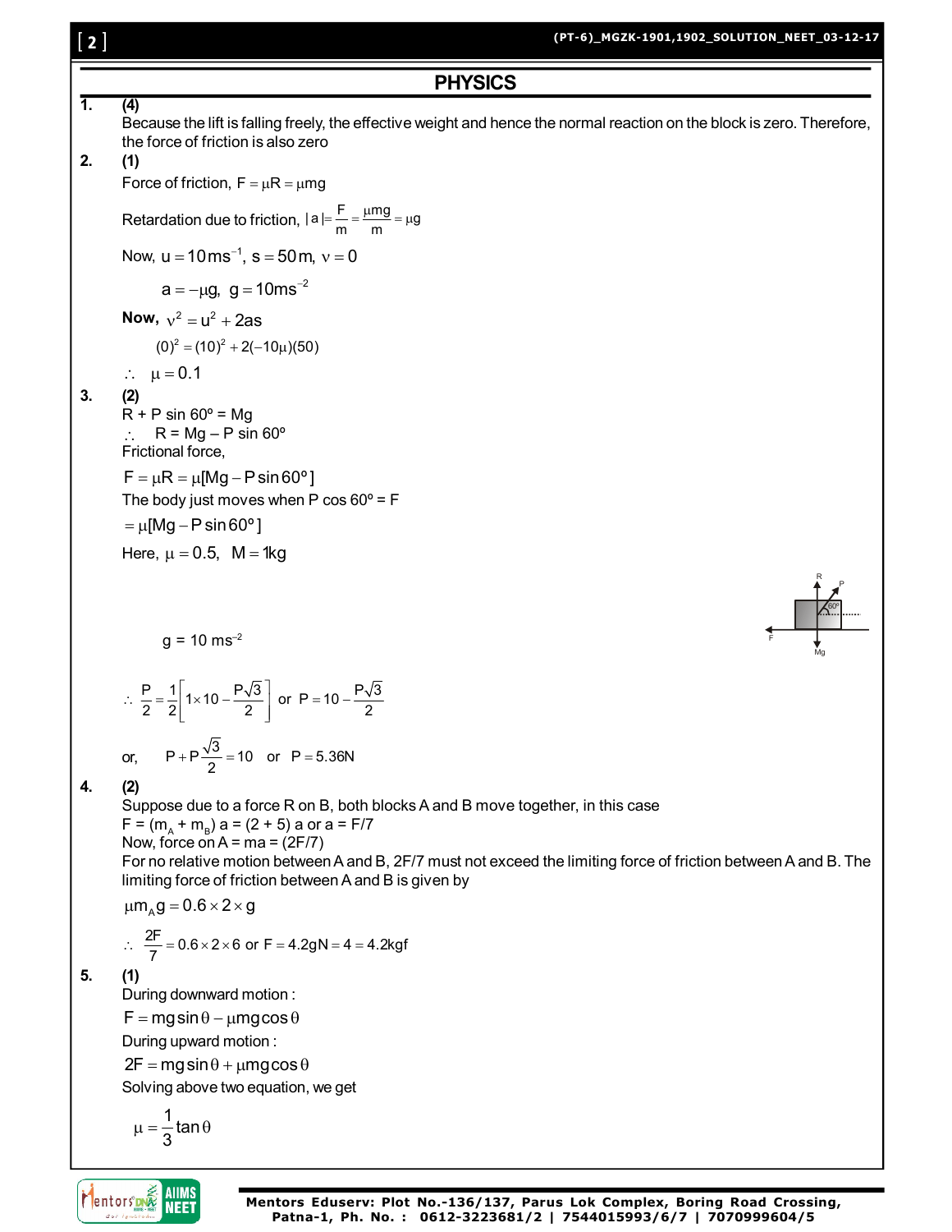## PHYSICS

**1.** **(4)**

Because the lift is falling freely, the effective weight and hence the normal reaction on the block is zero. Therefore, the force of friction is also zero

**2.** **(1)**

Force of friction, $F = \mu R = \mu mg$

Retardation due to friction, $|a| = \frac{F}{m} = \frac{\mu mg}{m} = \mu g$

Now, $u = 10\,ms^{-1}$, $s = 50\,m$, $v = 0$

$a = -\mu g$, $g = 10\,ms^{-2}$

**Now,** $v^2 = u^2 + 2as$

$(0)^2 = (10)^2 + 2(-10\mu)(50)$

$\therefore \quad \mu = 0.1$

**3.** **(2)**

R + P sin 60º = Mg

$\therefore$ R = Mg – P sin 60º

Frictional force,

$F = \mu R = \mu[Mg - P\sin 60°]$

The body just moves when P cos 60º = F

$= \mu[Mg - P\sin 60°]$

Here, $\mu = 0.5$, $M = 1\,kg$

g = 10 ms$^{-2}$

$\therefore \quad \frac{P}{2} = \frac{1}{2}\left[1 \times 10 - \frac{P\sqrt{3}}{2}\right]$ or $P = 10 - \frac{P\sqrt{3}}{2}$

or, $\quad P + P\frac{\sqrt{3}}{2} = 10$ or $P = 5.36\,N$

**4.** **(2)**

Suppose due to a force R on B, both blocks A and B move together, in this case

F = ($m_A$ + $m_B$) a = (2 + 5) a or a = F/7

Now, force on A = ma = (2F/7)

For no relative motion between A and B, 2F/7 must not exceed the limiting force of friction between A and B. The limiting force of friction between A and B is given by

$\mu m_A g = 0.6 \times 2 \times g$

$\therefore \quad \frac{2F}{7} = 0.6 \times 2 \times 6$ or $F = 4.2gN = 4 = 4.2\,kgf$

**5.** **(1)**

During downward motion :

$F = mg\sin\theta - \mu mg\cos\theta$

During upward motion :

$2F = mg\sin\theta + \mu mg\cos\theta$

Solving above two equation, we get

$\mu = \frac{1}{3}\tan\theta$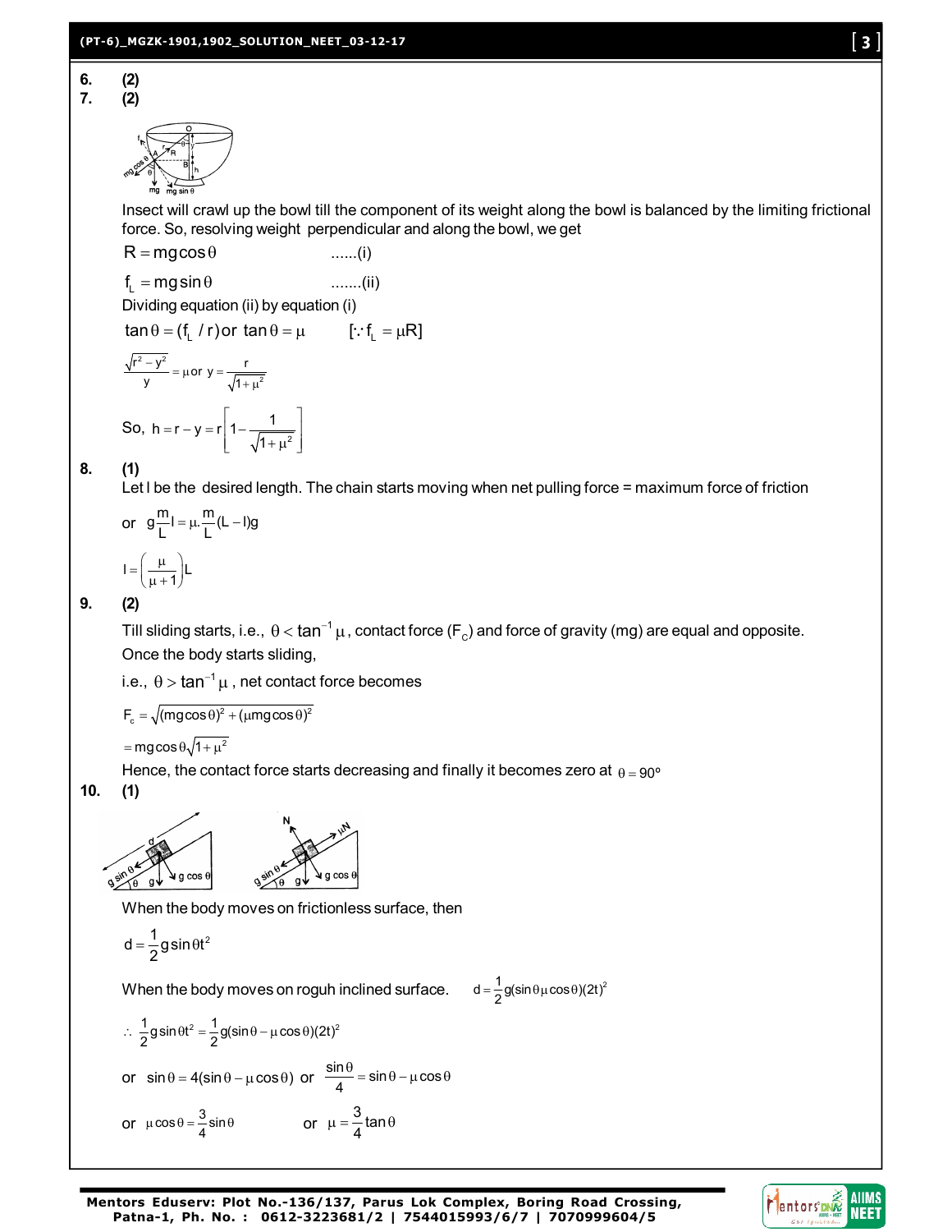**6.** (2)

**7.** (2)

Insect will crawl up the bowl till the component of its weight along the bowl is balanced by the limiting frictional force. So, resolving weight perpendicular and along the bowl, we get

$R = mg\cos\theta$ ......(i)

$f_L = mg\sin\theta$ .......(ii)

Dividing equation (ii) by equation (i)

$\tan\theta = (f_L / r)$ or $\tan\theta = \mu$ $[\because f_L = \mu R]$

$\dfrac{\sqrt{r^2 - y^2}}{y} = \mu$ or $y = \dfrac{r}{\sqrt{1+\mu^2}}$

So, $h = r - y = r\left[1 - \dfrac{1}{\sqrt{1+\mu^2}}\right]$

**8.** (1)

Let l be the desired length. The chain starts moving when net pulling force = maximum force of friction

or $g\dfrac{m}{L}l = \mu.\dfrac{m}{L}(L-l)g$

$l = \left(\dfrac{\mu}{\mu+1}\right)L$

**9.** (2)

Till sliding starts, i.e., $\theta < \tan^{-1}\mu$, contact force ($F_c$) and force of gravity (mg) are equal and opposite.

Once the body starts sliding,

i.e., $\theta > \tan^{-1}\mu$, net contact force becomes

$F_c = \sqrt{(mg\cos\theta)^2 + (\mu mg\cos\theta)^2}$

$= mg\cos\theta\sqrt{1+\mu^2}$

Hence, the contact force starts decreasing and finally it becomes zero at $\theta = 90°$

**10.** (1)

When the body moves on frictionless surface, then

$d = \dfrac{1}{2}g\sin\theta t^2$

When the body moves on roguh inclined surface. $d = \dfrac{1}{2}g(\sin\theta\mu\cos\theta)(2t)^2$

$\therefore \dfrac{1}{2}g\sin\theta t^2 = \dfrac{1}{2}g(\sin\theta - \mu\cos\theta)(2t)^2$

or $\sin\theta = 4(\sin\theta - \mu\cos\theta)$ or $\dfrac{\sin\theta}{4} = \sin\theta - \mu\cos\theta$

or $\mu\cos\theta = \dfrac{3}{4}\sin\theta$ or $\mu = \dfrac{3}{4}\tan\theta$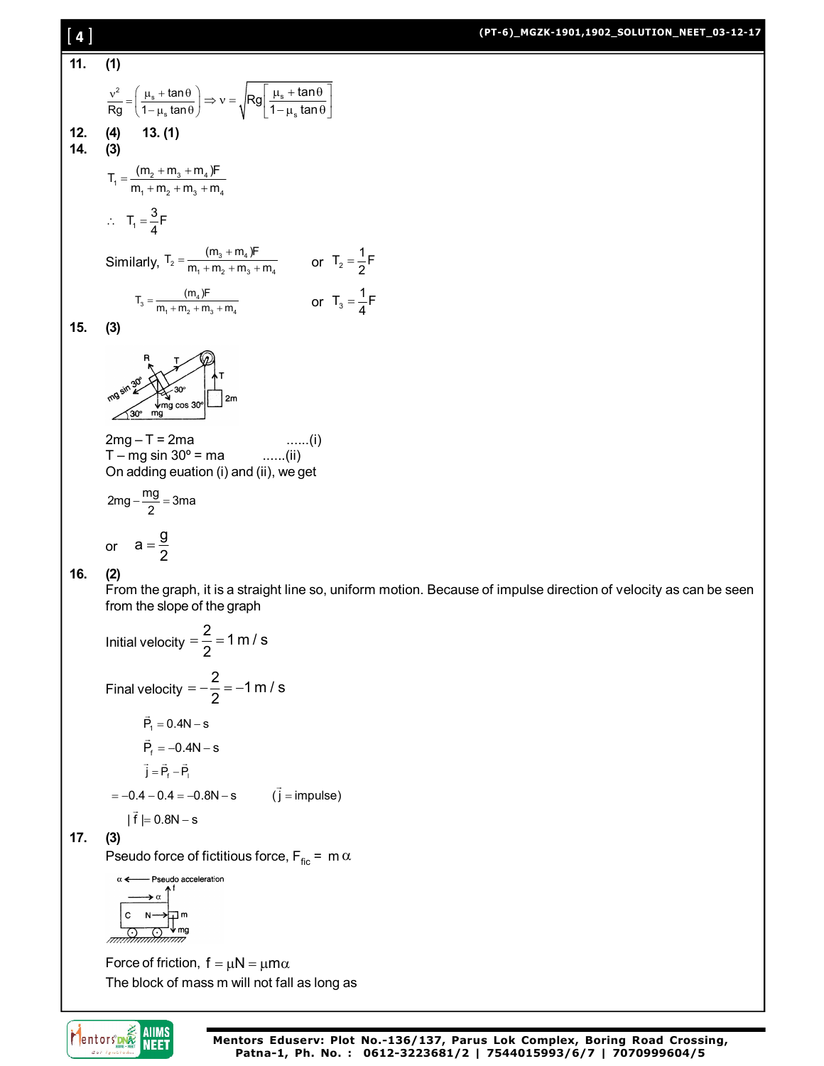**11.** **(1)**

$$\frac{v^2}{Rg} = \left(\frac{\mu_s + \tan\theta}{1 - \mu_s \tan\theta}\right) \Rightarrow v = \sqrt{Rg\left[\frac{\mu_s + \tan\theta}{1 - \mu_s \tan\theta}\right]}$$

**12.** **(4)** **13. (1)**

**14.** **(3)**

$$T_1 = \frac{(m_2 + m_3 + m_4)F}{m_1 + m_2 + m_3 + m_4}$$

$$\therefore \quad T_1 = \frac{3}{4}F$$

Similarly, $T_2 = \frac{(m_3 + m_4)F}{m_1 + m_2 + m_3 + m_4}$ or $T_2 = \frac{1}{2}F$

$T_3 = \frac{(m_4)F}{m_1 + m_2 + m_3 + m_4}$ or $T_3 = \frac{1}{4}F$

**15.** **(3)**

$2mg - T = 2ma$ ......(i)

$T - mg \sin 30^\circ = ma$ ......(ii)

On adding euation (i) and (ii), we get

$$2mg - \frac{mg}{2} = 3ma$$

or $a = \frac{g}{2}$

**16.** **(2)**

From the graph, it is a straight line so, uniform motion. Because of impulse direction of velocity as can be seen from the slope of the graph

Initial velocity $= \frac{2}{2} = 1\text{ m/s}$

Final velocity $= -\frac{2}{2} = -1\text{ m/s}$

$\vec{P}_1 = 0.4\text{N} - \text{s}$

$\vec{P}_f = -0.4\text{N} - \text{s}$

$\vec{j} = \vec{P}_f - \vec{P}_i$

$= -0.4 - 0.4 = -0.8\text{N} - \text{s}$ $(\vec{j} = \text{impulse})$

$|\vec{f}| = 0.8\text{N} - \text{s}$

**17.** **(3)**

Pseudo force of fictitious force, $F_{fic} = m\alpha$

Force of friction, $f = \mu N = \mu m\alpha$

The block of mass m will not fall as long as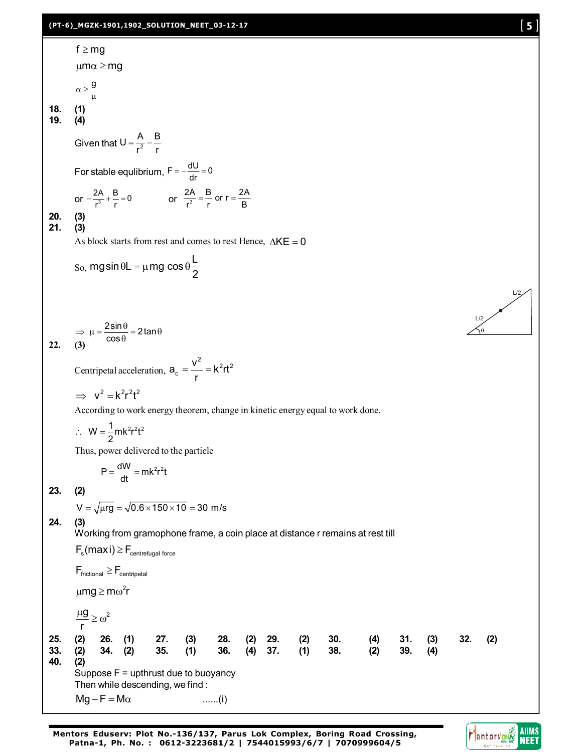$f \geq mg$

$\mu m\alpha \geq mg$

$\alpha \geq \frac{g}{\mu}$

**18.** **(1)**

**19.** **(4)**

Given that $U = \frac{A}{r^2} - \frac{B}{r}$

For stable equlibrium, $F = -\frac{dU}{dr} = 0$

or $-\frac{2A}{r^3} + \frac{B}{r} = 0$ or $\frac{2A}{r^3} = \frac{B}{r}$ or $r = \frac{2A}{B}$

**20.** **(3)**

**21.** **(3)**

As block starts from rest and comes to rest Hence, $\Delta KE = 0$

So, $mg\sin\theta L = \mu mg \cos\theta \frac{L}{2}$

$\Rightarrow \mu = \frac{2\sin\theta}{\cos\theta} = 2\tan\theta$

**22.** **(3)**

Centripetal acceleration, $a_c = \frac{v^2}{r} = k^2rt^2$

$\Rightarrow v^2 = k^2r^2t^2$

According to work energy theorem, change in kinetic energy equal to work done.

$\therefore W = \frac{1}{2}mk^2r^2t^2$

Thus, power delivered to the particle

$$P = \frac{dW}{dt} = mk^2r^2t$$

**23.** **(2)**

$V = \sqrt{\mu rg} = \sqrt{0.6 \times 150 \times 10} = 30 \text{ m/s}$

**24.** **(3)**

Working from gramophone frame, a coin place at distance r remains at rest till

$F_s(\text{maxi}) \geq F_{\text{centrefugal force}}$

$F_{\text{frictional}} \geq F_{\text{centripetal}}$

$\mu mg \geq m\omega^2 r$

$\frac{\mu g}{r} \geq \omega^2$

**25.** (2) **26.** (1) **27.** (3) **28.** (2) **29.** (2) **30.** (4) **31.** (3) **32.** (2)
**33.** (2) **34.** (2) **35.** (1) **36.** (4) **37.** (1) **38.** (2) **39.** (4)

**40.** **(2)**

Suppose F = upthrust due to buoyancy

Then while descending, we find :

$Mg - F = M\alpha$ ......(i)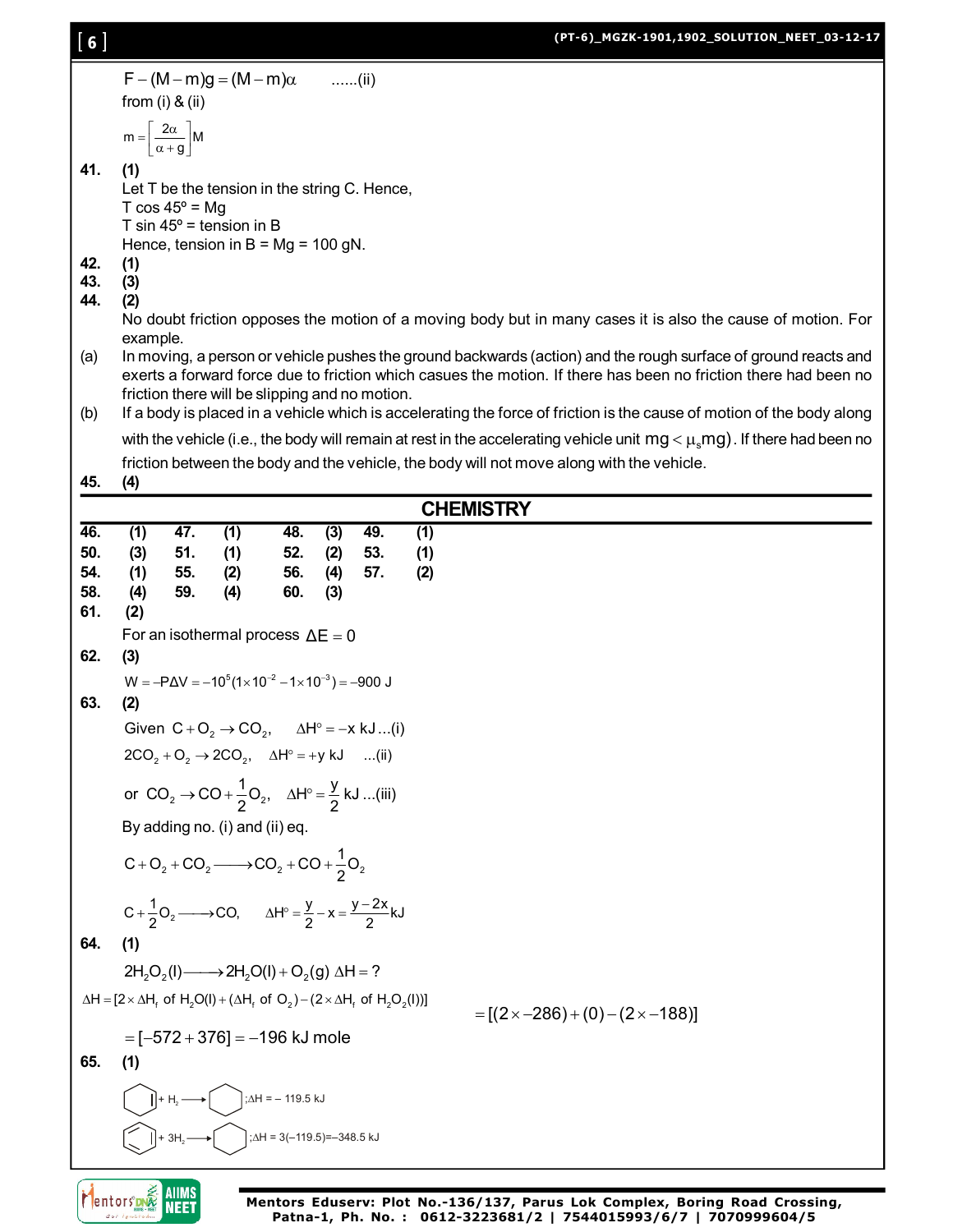$$F-(M-m)g=(M-m)\alpha \quad ......(ii)$$

from (i) & (ii)

$$m=\left[\frac{2\alpha}{\alpha+g}\right]M$$

**41.** **(1)**

Let T be the tension in the string C. Hence,

T cos 45º = Mg

T sin 45º = tension in B

Hence, tension in B = Mg = 100 gN.

**42.** **(1)**

**43.** **(3)**

**44.** **(2)**

No doubt friction opposes the motion of a moving body but in many cases it is also the cause of motion. For example.

(a) In moving, a person or vehicle pushes the ground backwards (action) and the rough surface of ground reacts and exerts a forward force due to friction which casues the motion. If there has been no friction there had been no friction there will be slipping and no motion.

(b) If a body is placed in a vehicle which is accelerating the force of friction is the cause of motion of the body along with the vehicle (i.e., the body will remain at rest in the accelerating vehicle unit $mg<\mu_s mg$). If there had been no friction between the body and the vehicle, the body will not move along with the vehicle.

**45.** **(4)**

## CHEMISTRY

| | | | | | | | |
|---|---|---|---|---|---|---|---|
| **46.** | **(1)** | **47.** | **(1)** | **48.** | **(3)** | **49.** | **(1)** |
| **50.** | **(3)** | **51.** | **(1)** | **52.** | **(2)** | **53.** | **(1)** |
| **54.** | **(1)** | **55.** | **(2)** | **56.** | **(4)** | **57.** | **(2)** |
| **58.** | **(4)** | **59.** | **(4)** | **60.** | **(3)** | | |

**61.** **(2)**

For an isothermal process $\Delta E=0$

**62.** **(3)**

$$W=-P\Delta V=-10^5(1\times10^{-2}-1\times10^{-3})=-900\text{ J}$$

**63.** **(2)**

Given $C+O_2\rightarrow CO_2,\quad \Delta H^\circ=-x\text{ kJ}\ ...(i)$

$2CO_2+O_2\rightarrow 2CO_2,\quad \Delta H^\circ=+y\text{ kJ}\quad ...(ii)$

or $CO_2\rightarrow CO+\frac{1}{2}O_2,\quad \Delta H^\circ=\frac{y}{2}\text{ kJ}\ ...(iii)$

By adding no. (i) and (ii) eq.

$$C+O_2+CO_2\longrightarrow CO_2+CO+\frac{1}{2}O_2$$

$$C+\frac{1}{2}O_2\longrightarrow CO,\quad \Delta H^\circ=\frac{y}{2}-x=\frac{y-2x}{2}\text{kJ}$$

**64.** **(1)**

$$2H_2O_2(l)\longrightarrow 2H_2O(l)+O_2(g)\ \Delta H=?$$

$$\Delta H=[2\times\Delta H_f\text{ of }H_2O(l)+(\Delta H_f\text{ of }O_2)-(2\times\Delta H_f\text{ of }H_2O_2(l))]$$

$$=[(2\times-286)+(0)-(2\times-188)]$$

$$=[-572+376]=-196\text{ kJ mole}$$

**65.** **(1)**

Cyclohexene $+\ H_2\longrightarrow$ Cyclohexane $;\Delta H=-119.5$ kJ

Benzene $+\ 3H_2\longrightarrow$ Cyclohexane $;\Delta H=3(-119.5)=-348.5$ kJ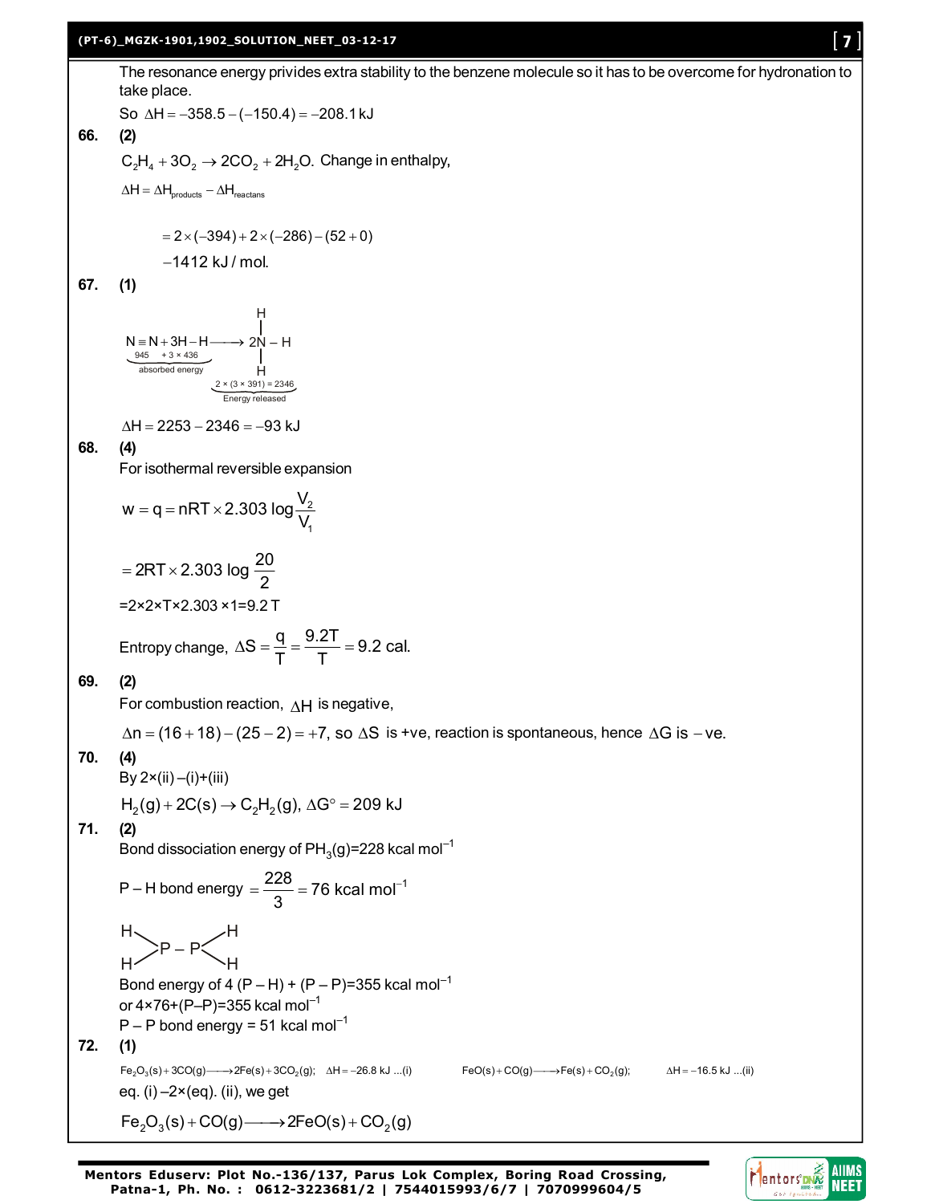The resonance energy privides extra stability to the benzene molecule so it has to be overcome for hydronation to take place.

So $\Delta H = -358.5 - (-150.4) = -208.1\,\text{kJ}$

**66. (2)**

$C_2H_4 + 3O_2 \rightarrow 2CO_2 + 2H_2O$. Change in enthalpy,

$\Delta H = \Delta H_{products} - \Delta H_{reactans}$

$$= 2\times(-394) + 2\times(-286) - (52+0)$$

$-1412\ \text{kJ/mol.}$

**67. (1)**

$$\underbrace{N \equiv N + 3H-H}_{\substack{945 \quad +3\times 436 \\ \text{absorbed energy}}} \longrightarrow \underbrace{2NH_3}_{\substack{2\times(3\times 391) = 2346 \\ \text{Energy released}}}$$

(where each N is bonded to three H atoms, i.e. H–N(H)–H)

$\Delta H = 2253 - 2346 = -93\ \text{kJ}$

**68. (4)**

For isothermal reversible expansion

$$w = q = nRT \times 2.303 \log\frac{V_2}{V_1}$$

$$= 2RT \times 2.303 \log\frac{20}{2}$$

$=2\times2\times T\times2.303\times1=9.2\,T$

Entropy change, $\Delta S = \dfrac{q}{T} = \dfrac{9.2T}{T} = 9.2\ \text{cal.}$

**69. (2)**

For combustion reaction, $\Delta H$ is negative,

$\Delta n = (16+18) - (25-2) = +7$, so $\Delta S$ is +ve, reaction is spontaneous, hence $\Delta G$ is $-$ve.

**70. (4)**

By $2\times$(ii) $-$(i)+(iii)

$H_2(g) + 2C(s) \rightarrow C_2H_2(g),\ \Delta G^\circ = 209\ \text{kJ}$

**71. (2)**

Bond dissociation energy of $PH_3(g)$=228 kcal $mol^{-1}$

P – H bond energy $= \dfrac{228}{3} = 76\ \text{kcal mol}^{-1}$

$H_2P-PH_2$

Bond energy of 4 (P – H) + (P – P)=355 kcal $mol^{-1}$

or $4\times76$+(P–P)=355 kcal $mol^{-1}$

P – P bond energy = 51 kcal $mol^{-1}$

**72. (1)**

$Fe_2O_3(s) + 3CO(g) \longrightarrow 2Fe(s) + 3CO_2(g);\ \ \Delta H = -26.8\ \text{kJ}$ ...(i) $\qquad FeO(s) + CO(g) \longrightarrow Fe(s) + CO_2(g);\ \ \Delta H = -16.5\ \text{kJ}$ ...(ii)

eq. (i) $-2\times$(eq). (ii), we get

$$Fe_2O_3(s) + CO(g) \longrightarrow 2FeO(s) + CO_2(g)$$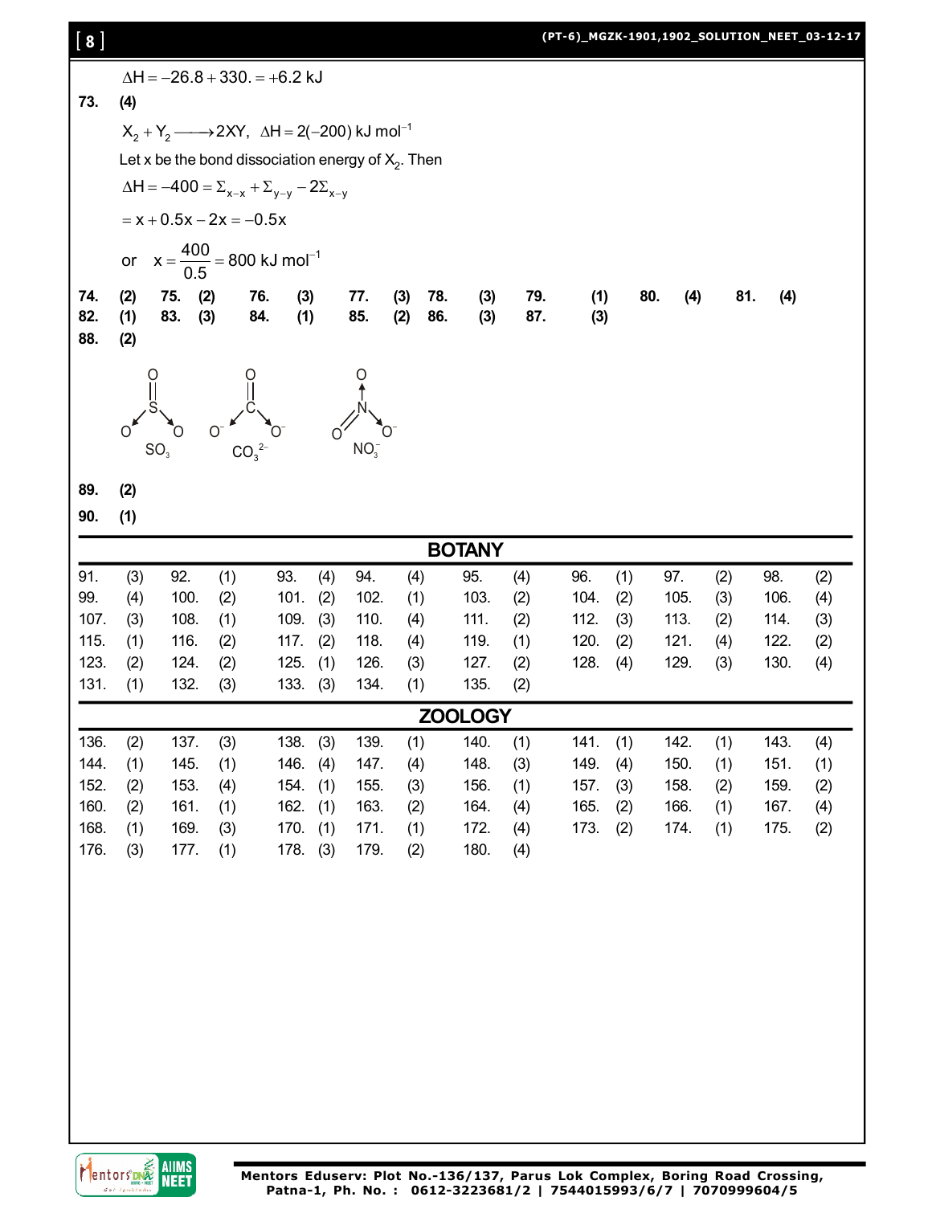$\Delta H = -26.8 + 330. = +6.2$ kJ

**73. (4)**

$X_2 + Y_2 \longrightarrow 2XY, \ \Delta H = 2(-200)$ kJ mol$^{-1}$

Let x be the bond dissociation energy of $X_2$. Then

$\Delta H = -400 = \Sigma_{x-x} + \Sigma_{y-y} - 2\Sigma_{x-y}$

$= x + 0.5x - 2x = -0.5x$

or $x = \dfrac{400}{0.5} = 800$ kJ mol$^{-1}$

| | | | | | | | | | | | | | | | |
|---|---|---|---|---|---|---|---|---|---|---|---|---|---|---|---|
| **74.** | **(2)** | **75.** | **(2)** | **76.** | **(3)** | **77.** | **(3)** | **78.** | **(3)** | **79.** | **(1)** | **80.** | **(4)** | **81.** | **(4)** |
| **82.** | **(1)** | **83.** | **(3)** | **84.** | **(1)** | **85.** | **(2)** | **86.** | **(3)** | **87.** | **(3)** | | | | |

**88. (2)**

$SO_3$ &nbsp;&nbsp;&nbsp; $CO_3^{2-}$ &nbsp;&nbsp;&nbsp; $NO_3^-$

**89. (2)**

**90. (1)**

## BOTANY

| | | | | | | | | | | | | | | | |
|---|---|---|---|---|---|---|---|---|---|---|---|---|---|---|---|
| 91. | (3) | 92. | (1) | 93. | (4) | 94. | (4) | 95. | (4) | 96. | (1) | 97. | (2) | 98. | (2) |
| 99. | (4) | 100. | (2) | 101. | (2) | 102. | (1) | 103. | (2) | 104. | (2) | 105. | (3) | 106. | (4) |
| 107. | (3) | 108. | (1) | 109. | (3) | 110. | (4) | 111. | (2) | 112. | (3) | 113. | (2) | 114. | (3) |
| 115. | (1) | 116. | (2) | 117. | (2) | 118. | (4) | 119. | (1) | 120. | (2) | 121. | (4) | 122. | (2) |
| 123. | (2) | 124. | (2) | 125. | (1) | 126. | (3) | 127. | (2) | 128. | (4) | 129. | (3) | 130. | (4) |
| 131. | (1) | 132. | (3) | 133. | (3) | 134. | (1) | 135. | (2) | | | | | | |

## ZOOLOGY

| | | | | | | | | | | | | | | | |
|---|---|---|---|---|---|---|---|---|---|---|---|---|---|---|---|
| 136. | (2) | 137. | (3) | 138. | (3) | 139. | (1) | 140. | (1) | 141. | (1) | 142. | (1) | 143. | (4) |
| 144. | (1) | 145. | (1) | 146. | (4) | 147. | (4) | 148. | (3) | 149. | (4) | 150. | (1) | 151. | (1) |
| 152. | (2) | 153. | (4) | 154. | (1) | 155. | (3) | 156. | (1) | 157. | (3) | 158. | (2) | 159. | (2) |
| 160. | (2) | 161. | (1) | 162. | (1) | 163. | (2) | 164. | (4) | 165. | (2) | 166. | (1) | 167. | (4) |
| 168. | (1) | 169. | (3) | 170. | (1) | 171. | (1) | 172. | (4) | 173. | (2) | 174. | (1) | 175. | (2) |
| 176. | (3) | 177. | (1) | 178. | (3) | 179. | (2) | 180. | (4) | | | | | | |